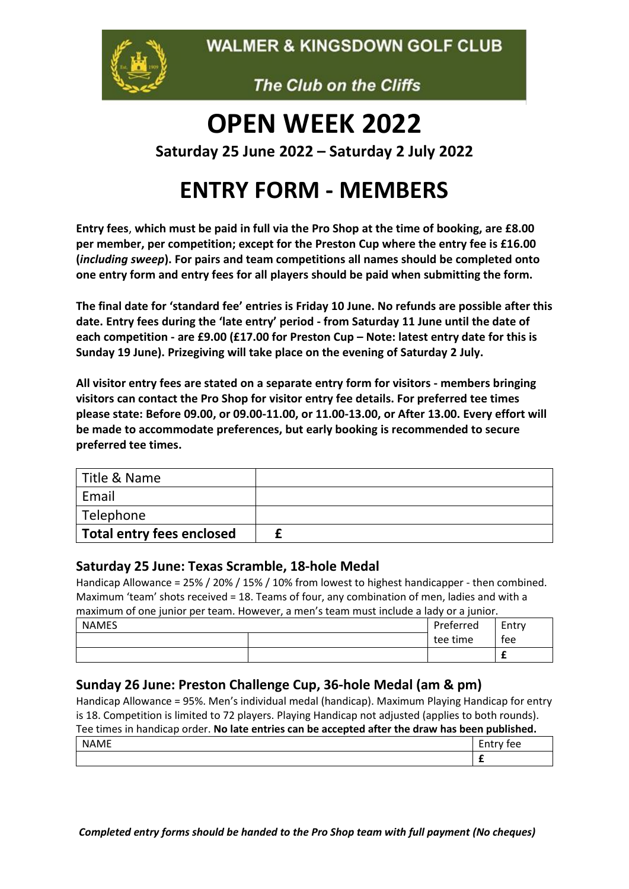WALMER & KINGSDOWN GOLF CLUB

*The Club on the Cliffs*

# OPEN WEEK 2022

**Saturday 25 June 2022 – Saturday 2 July 2022**

# ENTRY FORM - MEMBERS

**Entry fees, which must be paid in full via the Pro Shop at the time of booking, are £8.00 per member, per competition; except for the Preston Cup where the entry fee is £16.00 (*including sweep*). For pairs and team competitions all names should be completed onto one entry form and entry fees for all players should be paid when submitting the form.**

**The final date for 'standard fee' entries is Friday 10 June. No refunds are possible after this date. Entry fees during the 'late entry' period - from Saturday 11 June until the date of each competition - are £9.00 (£17.00 for Preston Cup – Note: latest entry date for this is Sunday 19 June). Prizegiving will take place on the evening of Saturday 2 July.**

**All visitor entry fees are stated on a separate entry form for visitors - members bringing visitors can contact the Pro Shop for visitor entry fee details. For preferred tee times please state: Before 09.00, or 09.00-11.00, or 11.00-13.00, or After 13.00. Every effort will be made to accommodate preferences, but early booking is recommended to secure preferred tee times.**

| Title & Name | |
|---|---|
| Email | |
| Telephone | |
| **Total entry fees enclosed** | **£** |

### Saturday 25 June: Texas Scramble, 18-hole Medal

Handicap Allowance = 25% / 20% / 15% / 10% from lowest to highest handicapper - then combined. Maximum 'team' shots received = 18. Teams of four, any combination of men, ladies and with a maximum of one junior per team. However, a men's team must include a lady or a junior.

| NAMES | | Preferred tee time | Entry fee |
|---|---|---|---|
| | | | |
| | | | **£** |

### Sunday 26 June: Preston Challenge Cup, 36-hole Medal (am & pm)

Handicap Allowance = 95%. Men's individual medal (handicap). Maximum Playing Handicap for entry is 18. Competition is limited to 72 players. Playing Handicap not adjusted (applies to both rounds). Tee times in handicap order. **No late entries can be accepted after the draw has been published.**

| NAME | Entry fee |
|---|---|
| | **£** |

***Completed entry forms should be handed to the Pro Shop team with full payment (No cheques)***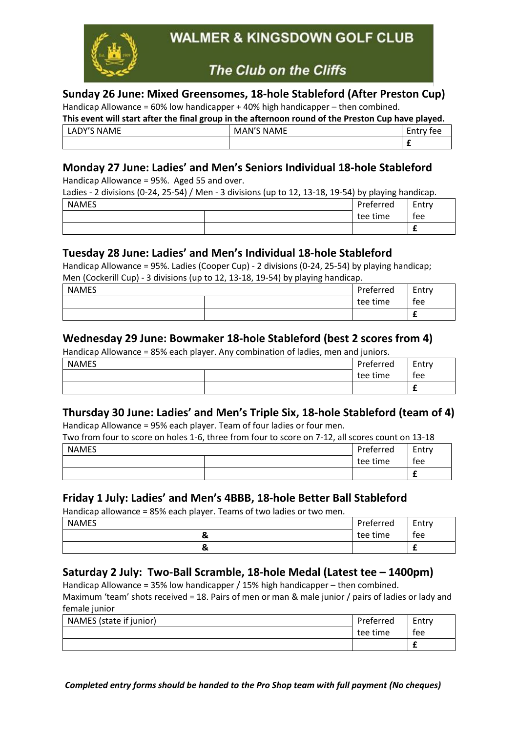# WALMER & KINGSDOWN GOLF CLUB

*The Club on the Cliffs*

## Sunday 26 June: Mixed Greensomes, 18-hole Stableford (After Preston Cup)

Handicap Allowance = 60% low handicapper + 40% high handicapper – then combined.

**This event will start after the final group in the afternoon round of the Preston Cup have played.**

| LADY'S NAME | MAN'S NAME | Entry fee |
|---|---|---|
| | | £ |

## Monday 27 June: Ladies' and Men's Seniors Individual 18-hole Stableford

Handicap Allowance = 95%. Aged 55 and over.

Ladies - 2 divisions (0-24, 25-54) / Men - 3 divisions (up to 12, 13-18, 19-54) by playing handicap.

| NAMES | | Preferred tee time | Entry fee |
|---|---|---|---|
| | | | |
| | | | £ |

## Tuesday 28 June: Ladies' and Men's Individual 18-hole Stableford

Handicap Allowance = 95%. Ladies (Cooper Cup) - 2 divisions (0-24, 25-54) by playing handicap;
Men (Cockerill Cup) - 3 divisions (up to 12, 13-18, 19-54) by playing handicap.

| NAMES | | Preferred tee time | Entry fee |
|---|---|---|---|
| | | | |
| | | | £ |

## Wednesday 29 June: Bowmaker 18-hole Stableford (best 2 scores from 4)

Handicap Allowance = 85% each player. Any combination of ladies, men and juniors.

| NAMES | | Preferred tee time | Entry fee |
|---|---|---|---|
| | | | |
| | | | £ |

## Thursday 30 June: Ladies' and Men's Triple Six, 18-hole Stableford (team of 4)

Handicap Allowance = 95% each player. Team of four ladies or four men.

Two from four to score on holes 1-6, three from four to score on 7-12, all scores count on 13-18

| NAMES | | Preferred tee time | Entry fee |
|---|---|---|---|
| | | | |
| | | | £ |

## Friday 1 July: Ladies' and Men's 4BBB, 18-hole Better Ball Stableford

Handicap allowance = 85% each player. Teams of two ladies or two men.

| NAMES | Preferred tee time | Entry fee |
|---|---|---|
| & | | |
| & | | £ |

## Saturday 2 July: Two-Ball Scramble, 18-hole Medal (Latest tee – 1400pm)

Handicap Allowance = 35% low handicapper / 15% high handicapper – then combined.

Maximum 'team' shots received = 18. Pairs of men or man & male junior / pairs of ladies or lady and female junior

| NAMES (state if junior) | Preferred tee time | Entry fee |
|---|---|---|
| | | |
| | | £ |

***Completed entry forms should be handed to the Pro Shop team with full payment (No cheques)***